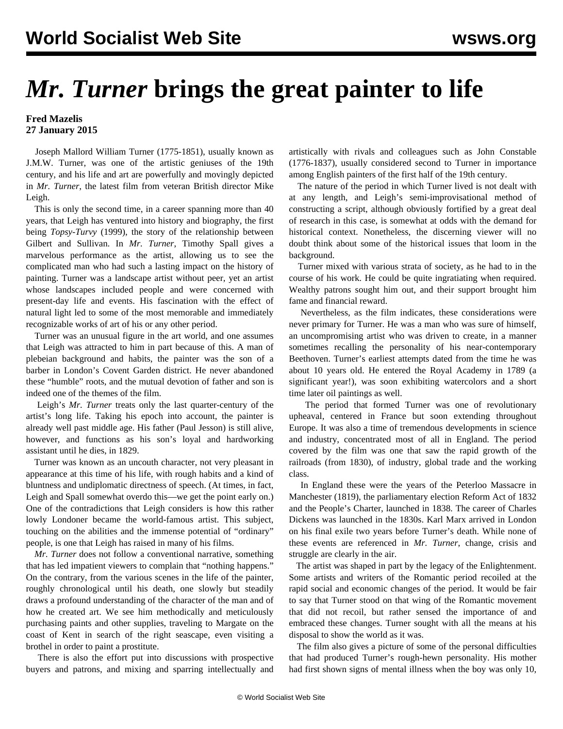# *Mr. Turner* brings the great painter to life

**Fred Mazelis**
**27 January 2015**

Joseph Mallord William Turner (1775-1851), usually known as J.M.W. Turner, was one of the artistic geniuses of the 19th century, and his life and art are powerfully and movingly depicted in *Mr. Turner*, the latest film from veteran British director Mike Leigh.

This is only the second time, in a career spanning more than 40 years, that Leigh has ventured into history and biography, the first being *Topsy-Turvy* (1999), the story of the relationship between Gilbert and Sullivan. In *Mr. Turner*, Timothy Spall gives a marvelous performance as the artist, allowing us to see the complicated man who had such a lasting impact on the history of painting. Turner was a landscape artist without peer, yet an artist whose landscapes included people and were concerned with present-day life and events. His fascination with the effect of natural light led to some of the most memorable and immediately recognizable works of art of his or any other period.

Turner was an unusual figure in the art world, and one assumes that Leigh was attracted to him in part because of this. A man of plebeian background and habits, the painter was the son of a barber in London's Covent Garden district. He never abandoned these "humble" roots, and the mutual devotion of father and son is indeed one of the themes of the film.

Leigh's *Mr. Turner* treats only the last quarter-century of the artist's long life. Taking his epoch into account, the painter is already well past middle age. His father (Paul Jesson) is still alive, however, and functions as his son's loyal and hardworking assistant until he dies, in 1829.

Turner was known as an uncouth character, not very pleasant in appearance at this time of his life, with rough habits and a kind of bluntness and undiplomatic directness of speech. (At times, in fact, Leigh and Spall somewhat overdo this—we get the point early on.) One of the contradictions that Leigh considers is how this rather lowly Londoner became the world-famous artist. This subject, touching on the abilities and the immense potential of "ordinary" people, is one that Leigh has raised in many of his films.

*Mr. Turner* does not follow a conventional narrative, something that has led impatient viewers to complain that "nothing happens." On the contrary, from the various scenes in the life of the painter, roughly chronological until his death, one slowly but steadily draws a profound understanding of the character of the man and of how he created art. We see him methodically and meticulously purchasing paints and other supplies, traveling to Margate on the coast of Kent in search of the right seascape, even visiting a brothel in order to paint a prostitute.

There is also the effort put into discussions with prospective buyers and patrons, and mixing and sparring intellectually and artistically with rivals and colleagues such as John Constable (1776-1837), usually considered second to Turner in importance among English painters of the first half of the 19th century.

The nature of the period in which Turner lived is not dealt with at any length, and Leigh's semi-improvisational method of constructing a script, although obviously fortified by a great deal of research in this case, is somewhat at odds with the demand for historical context. Nonetheless, the discerning viewer will no doubt think about some of the historical issues that loom in the background.

Turner mixed with various strata of society, as he had to in the course of his work. He could be quite ingratiating when required. Wealthy patrons sought him out, and their support brought him fame and financial reward.

Nevertheless, as the film indicates, these considerations were never primary for Turner. He was a man who was sure of himself, an uncompromising artist who was driven to create, in a manner sometimes recalling the personality of his near-contemporary Beethoven. Turner's earliest attempts dated from the time he was about 10 years old. He entered the Royal Academy in 1789 (a significant year!), was soon exhibiting watercolors and a short time later oil paintings as well.

The period that formed Turner was one of revolutionary upheaval, centered in France but soon extending throughout Europe. It was also a time of tremendous developments in science and industry, concentrated most of all in England. The period covered by the film was one that saw the rapid growth of the railroads (from 1830), of industry, global trade and the working class.

In England these were the years of the Peterloo Massacre in Manchester (1819), the parliamentary election Reform Act of 1832 and the People's Charter, launched in 1838. The career of Charles Dickens was launched in the 1830s. Karl Marx arrived in London on his final exile two years before Turner's death. While none of these events are referenced in *Mr. Turner*, change, crisis and struggle are clearly in the air.

The artist was shaped in part by the legacy of the Enlightenment. Some artists and writers of the Romantic period recoiled at the rapid social and economic changes of the period. It would be fair to say that Turner stood on that wing of the Romantic movement that did not recoil, but rather sensed the importance of and embraced these changes. Turner sought with all the means at his disposal to show the world as it was.

The film also gives a picture of some of the personal difficulties that had produced Turner's rough-hewn personality. His mother had first shown signs of mental illness when the boy was only 10,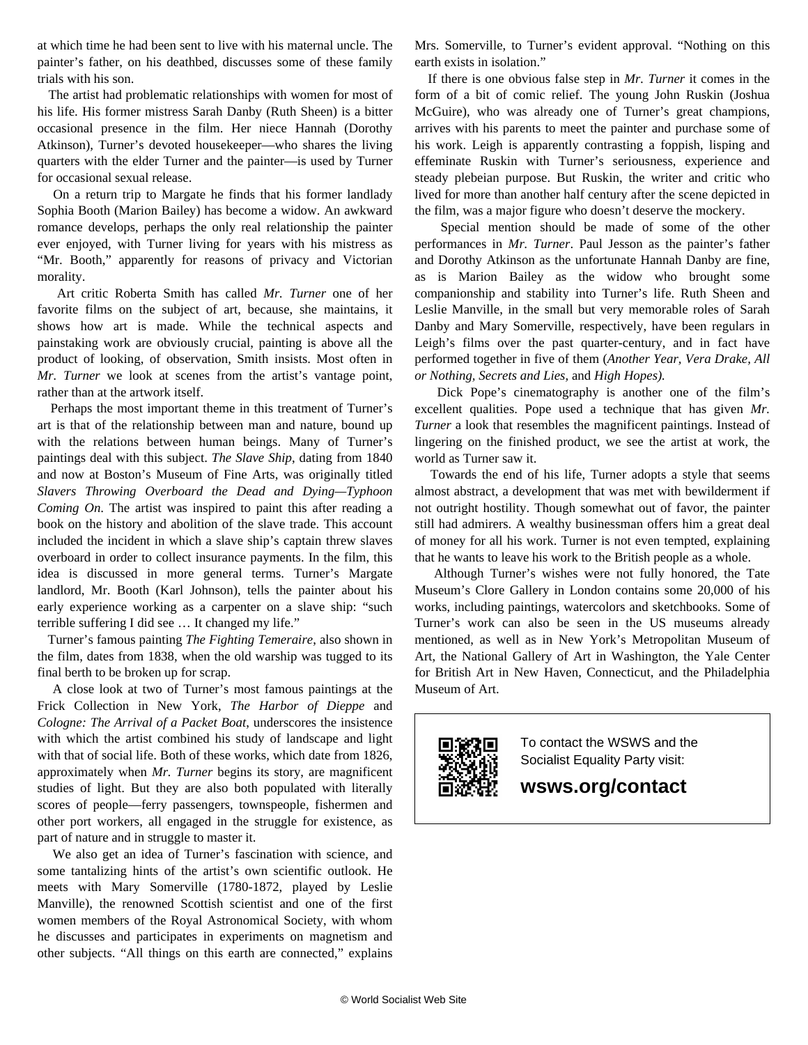at which time he had been sent to live with his maternal uncle. The painter's father, on his deathbed, discusses some of these family trials with his son.

The artist had problematic relationships with women for most of his life. His former mistress Sarah Danby (Ruth Sheen) is a bitter occasional presence in the film. Her niece Hannah (Dorothy Atkinson), Turner's devoted housekeeper—who shares the living quarters with the elder Turner and the painter—is used by Turner for occasional sexual release.

On a return trip to Margate he finds that his former landlady Sophia Booth (Marion Bailey) has become a widow. An awkward romance develops, perhaps the only real relationship the painter ever enjoyed, with Turner living for years with his mistress as "Mr. Booth," apparently for reasons of privacy and Victorian morality.

Art critic Roberta Smith has called *Mr. Turner* one of her favorite films on the subject of art, because, she maintains, it shows how art is made. While the technical aspects and painstaking work are obviously crucial, painting is above all the product of looking, of observation, Smith insists. Most often in *Mr. Turner* we look at scenes from the artist's vantage point, rather than at the artwork itself.

Perhaps the most important theme in this treatment of Turner's art is that of the relationship between man and nature, bound up with the relations between human beings. Many of Turner's paintings deal with this subject. *The Slave Ship*, dating from 1840 and now at Boston's Museum of Fine Arts, was originally titled *Slavers Throwing Overboard the Dead and Dying—Typhoon Coming On*. The artist was inspired to paint this after reading a book on the history and abolition of the slave trade. This account included the incident in which a slave ship's captain threw slaves overboard in order to collect insurance payments. In the film, this idea is discussed in more general terms. Turner's Margate landlord, Mr. Booth (Karl Johnson), tells the painter about his early experience working as a carpenter on a slave ship: "such terrible suffering I did see … It changed my life."

Turner's famous painting *The Fighting Temeraire*, also shown in the film, dates from 1838, when the old warship was tugged to its final berth to be broken up for scrap.

A close look at two of Turner's most famous paintings at the Frick Collection in New York, *The Harbor of Dieppe* and *Cologne: The Arrival of a Packet Boat*, underscores the insistence with which the artist combined his study of landscape and light with that of social life. Both of these works, which date from 1826, approximately when *Mr. Turner* begins its story, are magnificent studies of light. But they are also both populated with literally scores of people—ferry passengers, townspeople, fishermen and other port workers, all engaged in the struggle for existence, as part of nature and in struggle to master it.

We also get an idea of Turner's fascination with science, and some tantalizing hints of the artist's own scientific outlook. He meets with Mary Somerville (1780-1872, played by Leslie Manville), the renowned Scottish scientist and one of the first women members of the Royal Astronomical Society, with whom he discusses and participates in experiments on magnetism and other subjects. "All things on this earth are connected," explains Mrs. Somerville, to Turner's evident approval. "Nothing on this earth exists in isolation."

If there is one obvious false step in *Mr. Turner* it comes in the form of a bit of comic relief. The young John Ruskin (Joshua McGuire), who was already one of Turner's great champions, arrives with his parents to meet the painter and purchase some of his work. Leigh is apparently contrasting a foppish, lisping and effeminate Ruskin with Turner's seriousness, experience and steady plebeian purpose. But Ruskin, the writer and critic who lived for more than another half century after the scene depicted in the film, was a major figure who doesn't deserve the mockery.

Special mention should be made of some of the other performances in *Mr. Turner*. Paul Jesson as the painter's father and Dorothy Atkinson as the unfortunate Hannah Danby are fine, as is Marion Bailey as the widow who brought some companionship and stability into Turner's life. Ruth Sheen and Leslie Manville, in the small but very memorable roles of Sarah Danby and Mary Somerville, respectively, have been regulars in Leigh's films over the past quarter-century, and in fact have performed together in five of them (*Another Year, Vera Drake, All or Nothing, Secrets and Lies,* and *High Hopes).*

Dick Pope's cinematography is another one of the film's excellent qualities. Pope used a technique that has given *Mr. Turner* a look that resembles the magnificent paintings. Instead of lingering on the finished product, we see the artist at work, the world as Turner saw it.

Towards the end of his life, Turner adopts a style that seems almost abstract, a development that was met with bewilderment if not outright hostility. Though somewhat out of favor, the painter still had admirers. A wealthy businessman offers him a great deal of money for all his work. Turner is not even tempted, explaining that he wants to leave his work to the British people as a whole.

Although Turner's wishes were not fully honored, the Tate Museum's Clore Gallery in London contains some 20,000 of his works, including paintings, watercolors and sketchbooks. Some of Turner's work can also be seen in the US museums already mentioned, as well as in New York's Metropolitan Museum of Art, the National Gallery of Art in Washington, the Yale Center for British Art in New Haven, Connecticut, and the Philadelphia Museum of Art.

To contact the WSWS and the Socialist Equality Party visit:

**wsws.org/contact**